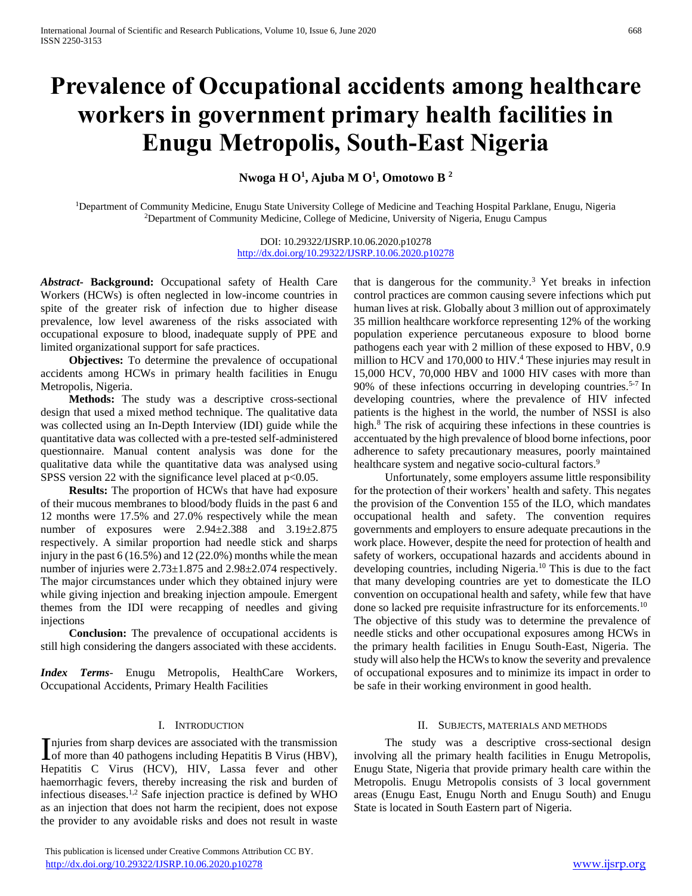# Prevalence of Occupational accidents among healthcare workers in government primary health facilities in Enugu Metropolis, South-East Nigeria

**Nwoga H O[1], Ajuba M O[1], Omotowo B [2]**

[1]Department of Community Medicine, Enugu State University College of Medicine and Teaching Hospital Parklane, Enugu, Nigeria
[2]Department of Community Medicine, College of Medicine, University of Nigeria, Enugu Campus

DOI: 10.29322/IJSRP.10.06.2020.p10278
http://dx.doi.org/10.29322/IJSRP.10.06.2020.p10278

***Abstract*-** **Background:** Occupational safety of Health Care Workers (HCWs) is often neglected in low-income countries in spite of the greater risk of infection due to higher disease prevalence, low level awareness of the risks associated with occupational exposure to blood, inadequate supply of PPE and limited organizational support for safe practices.

**Objectives:** To determine the prevalence of occupational accidents among HCWs in primary health facilities in Enugu Metropolis, Nigeria.

**Methods:** The study was a descriptive cross-sectional design that used a mixed method technique. The qualitative data was collected using an In-Depth Interview (IDI) guide while the quantitative data was collected with a pre-tested self-administered questionnaire. Manual content analysis was done for the qualitative data while the quantitative data was analysed using SPSS version 22 with the significance level placed at $p<0.05$.

**Results:** The proportion of HCWs that have had exposure of their mucous membranes to blood/body fluids in the past 6 and 12 months were 17.5% and 27.0% respectively while the mean number of exposures were $2.94 \pm 2.388$ and $3.19 \pm 2.875$ respectively. A similar proportion had needle stick and sharps injury in the past 6 (16.5%) and 12 (22.0%) months while the mean number of injuries were $2.73 \pm 1.875$ and $2.98 \pm 2.074$ respectively. The major circumstances under which they obtained injury were while giving injection and breaking injection ampoule. Emergent themes from the IDI were recapping of needles and giving injections

**Conclusion:** The prevalence of occupational accidents is still high considering the dangers associated with these accidents.

***Index Terms*-** Enugu Metropolis, HealthCare Workers, Occupational Accidents, Primary Health Facilities

## I. Introduction

Injuries from sharp devices are associated with the transmission of more than 40 pathogens including Hepatitis B Virus (HBV), Hepatitis C Virus (HCV), HIV, Lassa fever and other haemorrhagic fevers, thereby increasing the risk and burden of infectious diseases.[1,2] Safe injection practice is defined by WHO as an injection that does not harm the recipient, does not expose the provider to any avoidable risks and does not result in waste that is dangerous for the community.[3] Yet breaks in infection control practices are common causing severe infections which put human lives at risk. Globally about 3 million out of approximately 35 million healthcare workforce representing 12% of the working population experience percutaneous exposure to blood borne pathogens each year with 2 million of these exposed to HBV, 0.9 million to HCV and 170,000 to HIV.[4] These injuries may result in 15,000 HCV, 70,000 HBV and 1000 HIV cases with more than 90% of these infections occurring in developing countries.[5-7] In developing countries, where the prevalence of HIV infected patients is the highest in the world, the number of NSSI is also high.[8] The risk of acquiring these infections in these countries is accentuated by the high prevalence of blood borne infections, poor adherence to safety precautionary measures, poorly maintained healthcare system and negative socio-cultural factors.[9]

Unfortunately, some employers assume little responsibility for the protection of their workers' health and safety. This negates the provision of the Convention 155 of the ILO, which mandates occupational health and safety. The convention requires governments and employers to ensure adequate precautions in the work place. However, despite the need for protection of health and safety of workers, occupational hazards and accidents abound in developing countries, including Nigeria.[10] This is due to the fact that many developing countries are yet to domesticate the ILO convention on occupational health and safety, while few that have done so lacked pre requisite infrastructure for its enforcements.[10] The objective of this study was to determine the prevalence of needle sticks and other occupational exposures among HCWs in the primary health facilities in Enugu South-East, Nigeria. The study will also help the HCWs to know the severity and prevalence of occupational exposures and to minimize its impact in order to be safe in their working environment in good health.

## II. Subjects, Materials and Methods

The study was a descriptive cross-sectional design involving all the primary health facilities in Enugu Metropolis, Enugu State, Nigeria that provide primary health care within the Metropolis. Enugu Metropolis consists of 3 local government areas (Enugu East, Enugu North and Enugu South) and Enugu State is located in South Eastern part of Nigeria.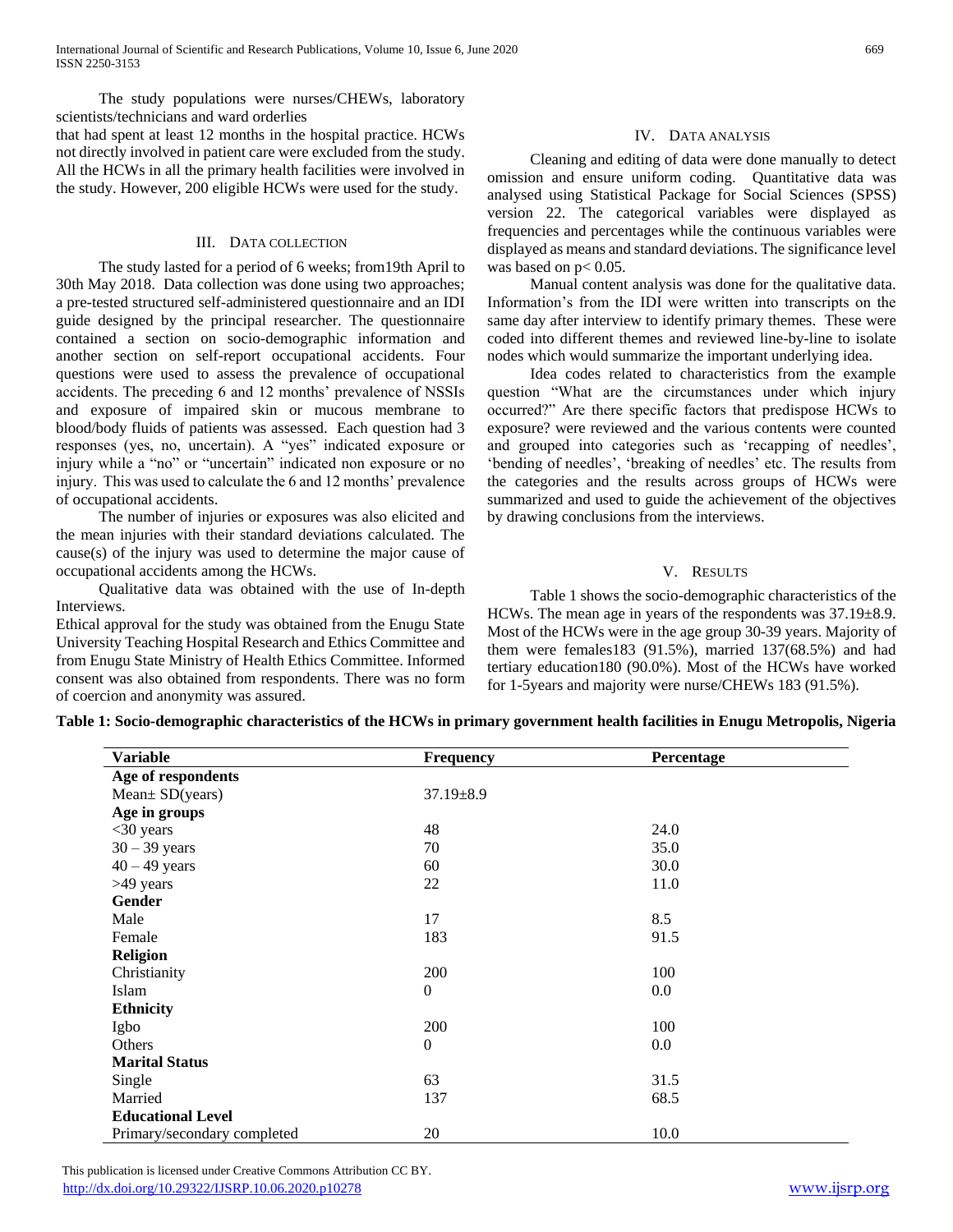The study populations were nurses/CHEWs, laboratory scientists/technicians and ward orderlies
that had spent at least 12 months in the hospital practice. HCWs not directly involved in patient care were excluded from the study. All the HCWs in all the primary health facilities were involved in the study. However, 200 eligible HCWs were used for the study.

## III. Data Collection

The study lasted for a period of 6 weeks; from19th April to 30th May 2018. Data collection was done using two approaches; a pre-tested structured self-administered questionnaire and an IDI guide designed by the principal researcher. The questionnaire contained a section on socio-demographic information and another section on self-report occupational accidents. Four questions were used to assess the prevalence of occupational accidents. The preceding 6 and 12 months' prevalence of NSSIs and exposure of impaired skin or mucous membrane to blood/body fluids of patients was assessed. Each question had 3 responses (yes, no, uncertain). A "yes" indicated exposure or injury while a "no" or "uncertain" indicated non exposure or no injury. This was used to calculate the 6 and 12 months' prevalence of occupational accidents.

The number of injuries or exposures was also elicited and the mean injuries with their standard deviations calculated. The cause(s) of the injury was used to determine the major cause of occupational accidents among the HCWs.

Qualitative data was obtained with the use of In-depth Interviews.

Ethical approval for the study was obtained from the Enugu State University Teaching Hospital Research and Ethics Committee and from Enugu State Ministry of Health Ethics Committee. Informed consent was also obtained from respondents. There was no form of coercion and anonymity was assured.

## IV. Data Analysis

Cleaning and editing of data were done manually to detect omission and ensure uniform coding. Quantitative data was analysed using Statistical Package for Social Sciences (SPSS) version 22. The categorical variables were displayed as frequencies and percentages while the continuous variables were displayed as means and standard deviations. The significance level was based on $p< 0.05$.

Manual content analysis was done for the qualitative data. Information's from the IDI were written into transcripts on the same day after interview to identify primary themes. These were coded into different themes and reviewed line-by-line to isolate nodes which would summarize the important underlying idea.

Idea codes related to characteristics from the example question "What are the circumstances under which injury occurred?" Are there specific factors that predispose HCWs to exposure? were reviewed and the various contents were counted and grouped into categories such as 'recapping of needles', 'bending of needles', 'breaking of needles' etc. The results from the categories and the results across groups of HCWs were summarized and used to guide the achievement of the objectives by drawing conclusions from the interviews.

## V. Results

Table 1 shows the socio-demographic characteristics of the HCWs. The mean age in years of the respondents was 37.19±8.9. Most of the HCWs were in the age group 30-39 years. Majority of them were females183 (91.5%), married 137(68.5%) and had tertiary education180 (90.0%). Most of the HCWs have worked for 1-5years and majority were nurse/CHEWs 183 (91.5%).

**Table 1: Socio-demographic characteristics of the HCWs in primary government health facilities in Enugu Metropolis, Nigeria**

| Variable | Frequency | Percentage |
|---|---|---|
| **Age of respondents** | | |
| Mean± SD(years) | 37.19±8.9 | |
| **Age in groups** | | |
| <30 years | 48 | 24.0 |
| 30 – 39 years | 70 | 35.0 |
| 40 – 49 years | 60 | 30.0 |
| >49 years | 22 | 11.0 |
| **Gender** | | |
| Male | 17 | 8.5 |
| Female | 183 | 91.5 |
| **Religion** | | |
| Christianity | 200 | 100 |
| Islam | 0 | 0.0 |
| **Ethnicity** | | |
| Igbo | 200 | 100 |
| Others | 0 | 0.0 |
| **Marital Status** | | |
| Single | 63 | 31.5 |
| Married | 137 | 68.5 |
| **Educational Level** | | |
| Primary/secondary completed | 20 | 10.0 |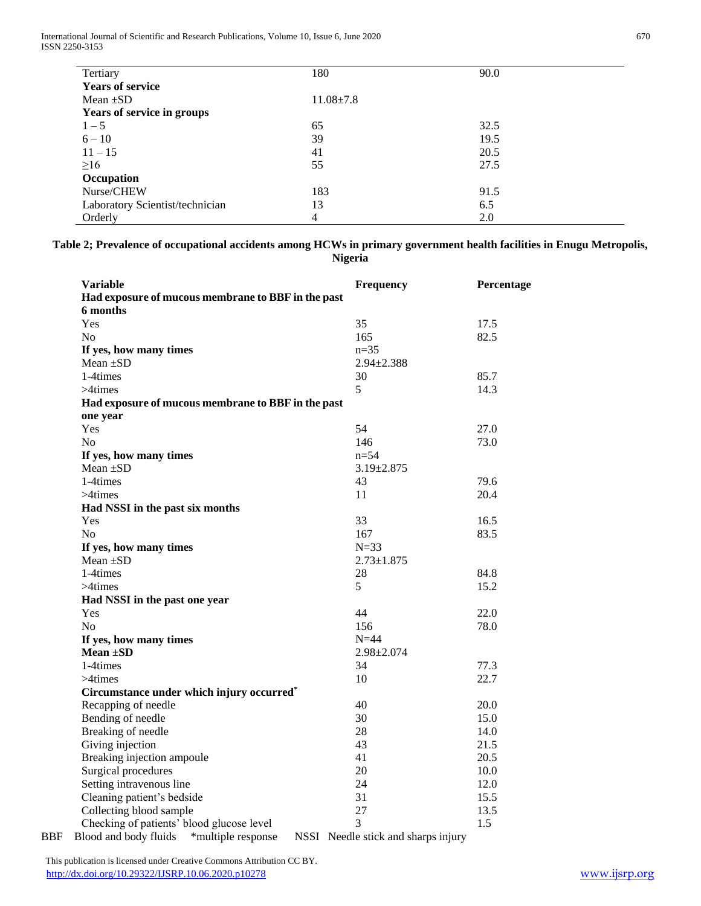| | | |
|---|---|---|
| Tertiary | 180 | 90.0 |
| **Years of service** | | |
| Mean ±SD | 11.08±7.8 | |
| **Years of service in groups** | | |
| 1 – 5 | 65 | 32.5 |
| 6 – 10 | 39 | 19.5 |
| 11 – 15 | 41 | 20.5 |
| ≥16 | 55 | 27.5 |
| **Occupation** | | |
| Nurse/CHEW | 183 | 91.5 |
| Laboratory Scientist/technician | 13 | 6.5 |
| Orderly | 4 | 2.0 |

**Table 2; Prevalence of occupational accidents among HCWs in primary government health facilities in Enugu Metropolis, Nigeria**

| **Variable** | **Frequency** | **Percentage** |
|---|---|---|
| **Had exposure of mucous membrane to BBF in the past 6 months** | | |
| Yes | 35 | 17.5 |
| No | 165 | 82.5 |
| **If yes, how many times** | n=35 | |
| Mean ±SD | 2.94±2.388 | |
| 1-4times | 30 | 85.7 |
| >4times | 5 | 14.3 |
| **Had exposure of mucous membrane to BBF in the past one year** | | |
| Yes | 54 | 27.0 |
| No | 146 | 73.0 |
| **If yes, how many times** | n=54 | |
| Mean ±SD | 3.19±2.875 | |
| 1-4times | 43 | 79.6 |
| >4times | 11 | 20.4 |
| **Had NSSI in the past six months** | | |
| Yes | 33 | 16.5 |
| No | 167 | 83.5 |
| **If yes, how many times** | N=33 | |
| Mean ±SD | 2.73±1.875 | |
| 1-4times | 28 | 84.8 |
| >4times | 5 | 15.2 |
| **Had NSSI in the past one year** | | |
| Yes | 44 | 22.0 |
| No | 156 | 78.0 |
| **If yes, how many times** | N=44 | |
| **Mean ±SD** | 2.98±2.074 | |
| 1-4times | 34 | 77.3 |
| >4times | 10 | 22.7 |
| **Circumstance under which injury occurred*** | | |
| Recapping of needle | 40 | 20.0 |
| Bending of needle | 30 | 15.0 |
| Breaking of needle | 28 | 14.0 |
| Giving injection | 43 | 21.5 |
| Breaking injection ampoule | 41 | 20.5 |
| Surgical procedures | 20 | 10.0 |
| Setting intravenous line | 24 | 12.0 |
| Cleaning patient's bedside | 31 | 15.5 |
| Collecting blood sample | 27 | 13.5 |
| Checking of patients' blood glucose level | 3 | 1.5 |

BBF Blood and body fluids *multiple response NSSI Needle stick and sharps injury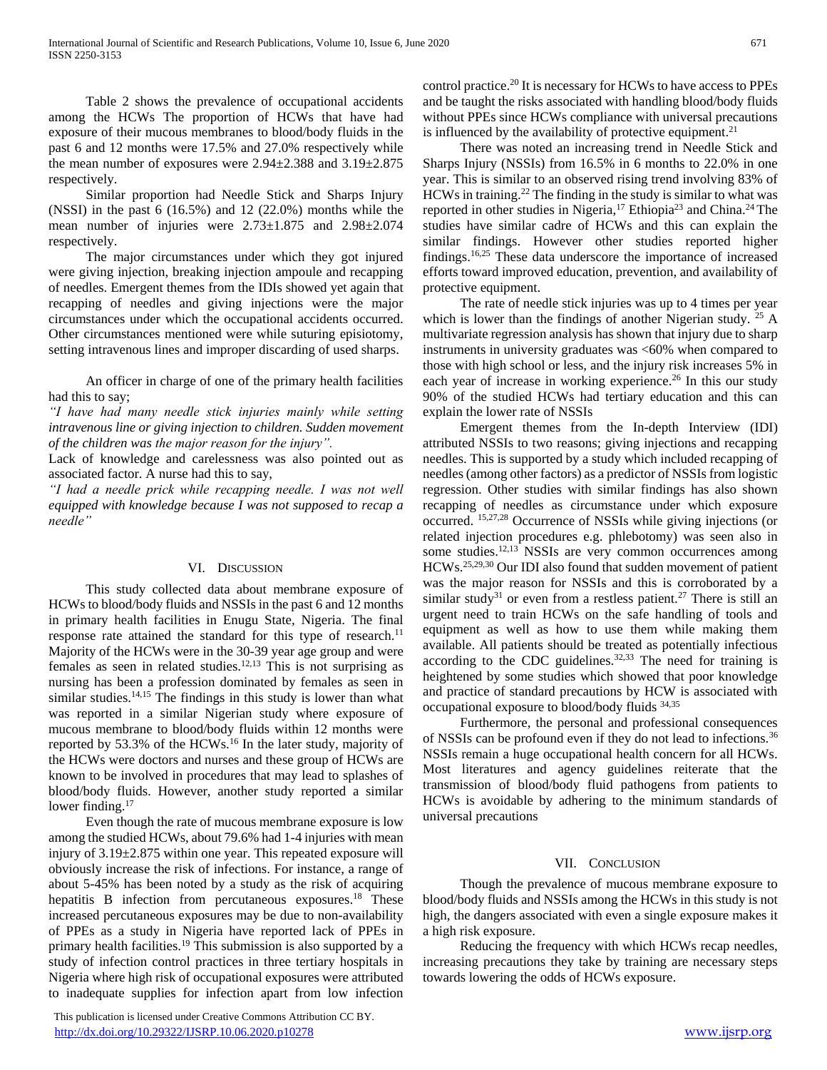Table 2 shows the prevalence of occupational accidents among the HCWs The proportion of HCWs that have had exposure of their mucous membranes to blood/body fluids in the past 6 and 12 months were 17.5% and 27.0% respectively while the mean number of exposures were 2.94±2.388 and 3.19±2.875 respectively.

Similar proportion had Needle Stick and Sharps Injury (NSSI) in the past 6 (16.5%) and 12 (22.0%) months while the mean number of injuries were 2.73±1.875 and 2.98±2.074 respectively.

The major circumstances under which they got injured were giving injection, breaking injection ampoule and recapping of needles. Emergent themes from the IDIs showed yet again that recapping of needles and giving injections were the major circumstances under which the occupational accidents occurred. Other circumstances mentioned were while suturing episiotomy, setting intravenous lines and improper discarding of used sharps.

An officer in charge of one of the primary health facilities had this to say;

*"I have had many needle stick injuries mainly while setting intravenous line or giving injection to children. Sudden movement of the children was the major reason for the injury".*

Lack of knowledge and carelessness was also pointed out as associated factor. A nurse had this to say,

*"I had a needle prick while recapping needle. I was not well equipped with knowledge because I was not supposed to recap a needle"*

## VI. Discussion

This study collected data about membrane exposure of HCWs to blood/body fluids and NSSIs in the past 6 and 12 months in primary health facilities in Enugu State, Nigeria. The final response rate attained the standard for this type of research.[11] Majority of the HCWs were in the 30-39 year age group and were females as seen in related studies.[12,13] This is not surprising as nursing has been a profession dominated by females as seen in similar studies.[14,15] The findings in this study is lower than what was reported in a similar Nigerian study where exposure of mucous membrane to blood/body fluids within 12 months were reported by 53.3% of the HCWs.[16] In the later study, majority of the HCWs were doctors and nurses and these group of HCWs are known to be involved in procedures that may lead to splashes of blood/body fluids. However, another study reported a similar lower finding.[17]

Even though the rate of mucous membrane exposure is low among the studied HCWs, about 79.6% had 1-4 injuries with mean injury of 3.19±2.875 within one year. This repeated exposure will obviously increase the risk of infections. For instance, a range of about 5-45% has been noted by a study as the risk of acquiring hepatitis B infection from percutaneous exposures.[18] These increased percutaneous exposures may be due to non-availability of PPEs as a study in Nigeria have reported lack of PPEs in primary health facilities.[19] This submission is also supported by a study of infection control practices in three tertiary hospitals in Nigeria where high risk of occupational exposures were attributed to inadequate supplies for infection apart from low infection control practice.[20] It is necessary for HCWs to have access to PPEs and be taught the risks associated with handling blood/body fluids without PPEs since HCWs compliance with universal precautions is influenced by the availability of protective equipment.[21]

There was noted an increasing trend in Needle Stick and Sharps Injury (NSSIs) from 16.5% in 6 months to 22.0% in one year. This is similar to an observed rising trend involving 83% of HCWs in training.[22] The finding in the study is similar to what was reported in other studies in Nigeria,[17] Ethiopia[23] and China.[24] The studies have similar cadre of HCWs and this can explain the similar findings. However other studies reported higher findings.[16,25] These data underscore the importance of increased efforts toward improved education, prevention, and availability of protective equipment.

The rate of needle stick injuries was up to 4 times per year which is lower than the findings of another Nigerian study. [25] A multivariate regression analysis has shown that injury due to sharp instruments in university graduates was <60% when compared to those with high school or less, and the injury risk increases 5% in each year of increase in working experience.[26] In this our study 90% of the studied HCWs had tertiary education and this can explain the lower rate of NSSIs

Emergent themes from the In-depth Interview (IDI) attributed NSSIs to two reasons; giving injections and recapping needles. This is supported by a study which included recapping of needles (among other factors) as a predictor of NSSIs from logistic regression. Other studies with similar findings has also shown recapping of needles as circumstance under which exposure occurred. [15,27,28] Occurrence of NSSIs while giving injections (or related injection procedures e.g. phlebotomy) was seen also in some studies.[12,13] NSSIs are very common occurrences among HCWs.[25,29,30] Our IDI also found that sudden movement of patient was the major reason for NSSIs and this is corroborated by a similar study[31] or even from a restless patient.[27] There is still an urgent need to train HCWs on the safe handling of tools and equipment as well as how to use them while making them available. All patients should be treated as potentially infectious according to the CDC guidelines.[32,33] The need for training is heightened by some studies which showed that poor knowledge and practice of standard precautions by HCW is associated with occupational exposure to blood/body fluids [34,35]

Furthermore, the personal and professional consequences of NSSIs can be profound even if they do not lead to infections.[36] NSSIs remain a huge occupational health concern for all HCWs. Most literatures and agency guidelines reiterate that the transmission of blood/body fluid pathogens from patients to HCWs is avoidable by adhering to the minimum standards of universal precautions

## VII. Conclusion

Though the prevalence of mucous membrane exposure to blood/body fluids and NSSIs among the HCWs in this study is not high, the dangers associated with even a single exposure makes it a high risk exposure.

Reducing the frequency with which HCWs recap needles, increasing precautions they take by training are necessary steps towards lowering the odds of HCWs exposure.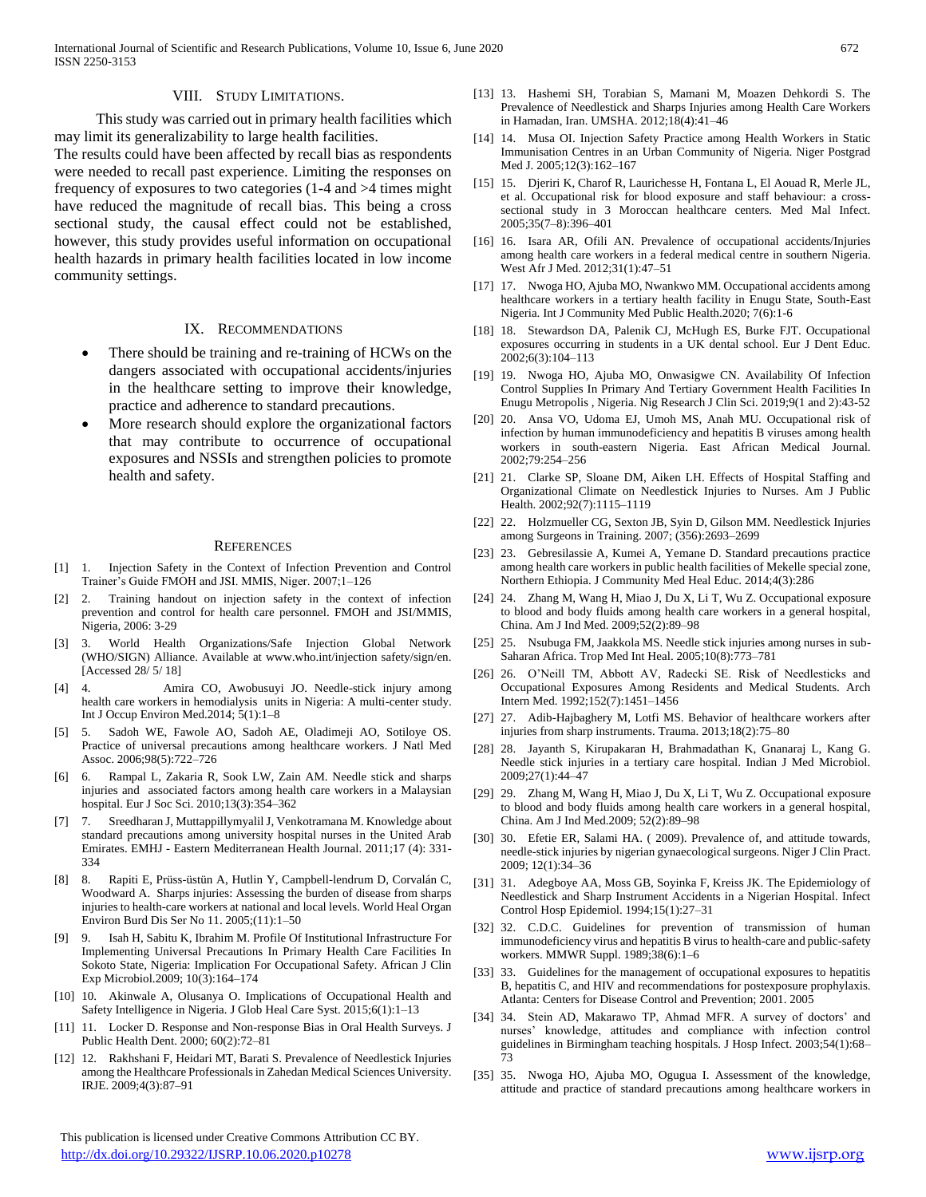## VIII. Study Limitations.

This study was carried out in primary health facilities which may limit its generalizability to large health facilities.

The results could have been affected by recall bias as respondents were needed to recall past experience. Limiting the responses on frequency of exposures to two categories (1-4 and >4 times might have reduced the magnitude of recall bias. This being a cross sectional study, the causal effect could not be established, however, this study provides useful information on occupational health hazards in primary health facilities located in low income community settings.

## IX. Recommendations

- There should be training and re-training of HCWs on the dangers associated with occupational accidents/injuries in the healthcare setting to improve their knowledge, practice and adherence to standard precautions.
- More research should explore the organizational factors that may contribute to occurrence of occupational exposures and NSSIs and strengthen policies to promote health and safety.

## References

[1] 1. Injection Safety in the Context of Infection Prevention and Control Trainer's Guide FMOH and JSI. MMIS, Niger. 2007;1–126

[2] 2. Training handout on injection safety in the context of infection prevention and control for health care personnel. FMOH and JSI/MMIS, Nigeria, 2006: 3-29

[3] 3. World Health Organizations/Safe Injection Global Network (WHO/SIGN) Alliance. Available at www.who.int/injection safety/sign/en. [Accessed 28/ 5/ 18]

[4] 4. Amira CO, Awobusuyi JO. Needle-stick injury among health care workers in hemodialysis units in Nigeria: A multi-center study. Int J Occup Environ Med.2014; 5(1):1–8

[5] 5. Sadoh WE, Fawole AO, Sadoh AE, Oladimeji AO, Sotiloye OS. Practice of universal precautions among healthcare workers. J Natl Med Assoc. 2006;98(5):722–726

[6] 6. Rampal L, Zakaria R, Sook LW, Zain AM. Needle stick and sharps injuries and associated factors among health care workers in a Malaysian hospital. Eur J Soc Sci. 2010;13(3):354–362

[7] 7. Sreedharan J, Muttappillymyalil J, Venkotramana M. Knowledge about standard precautions among university hospital nurses in the United Arab Emirates. EMHJ - Eastern Mediterranean Health Journal. 2011;17 (4): 331-334

[8] 8. Rapiti E, Prüss-üstün A, Hutlin Y, Campbell-lendrum D, Corvalán C, Woodward A. Sharps injuries: Assessing the burden of disease from sharps injuries to health-care workers at national and local levels. World Heal Organ Environ Burd Dis Ser No 11. 2005;(11):1–50

[9] 9. Isah H, Sabitu K, Ibrahim M. Profile Of Institutional Infrastructure For Implementing Universal Precautions In Primary Health Care Facilities In Sokoto State, Nigeria: Implication For Occupational Safety. African J Clin Exp Microbiol.2009; 10(3):164–174

[10] 10. Akinwale A, Olusanya O. Implications of Occupational Health and Safety Intelligence in Nigeria. J Glob Heal Care Syst. 2015;6(1):1–13

[11] 11. Locker D. Response and Non-response Bias in Oral Health Surveys. J Public Health Dent. 2000; 60(2):72–81

[12] 12. Rakhshani F, Heidari MT, Barati S. Prevalence of Needlestick Injuries among the Healthcare Professionals in Zahedan Medical Sciences University. IRJE. 2009;4(3):87–91

[13] 13. Hashemi SH, Torabian S, Mamani M, Moazen Dehkordi S. The Prevalence of Needlestick and Sharps Injuries among Health Care Workers in Hamadan, Iran. UMSHA. 2012;18(4):41–46

[14] 14. Musa OI. Injection Safety Practice among Health Workers in Static Immunisation Centres in an Urban Community of Nigeria. Niger Postgrad Med J. 2005;12(3):162–167

[15] 15. Djeriri K, Charof R, Laurichesse H, Fontana L, El Aouad R, Merle JL, et al. Occupational risk for blood exposure and staff behaviour: a cross-sectional study in 3 Moroccan healthcare centers. Med Mal Infect. 2005;35(7–8):396–401

[16] 16. Isara AR, Ofili AN. Prevalence of occupational accidents/Injuries among health care workers in a federal medical centre in southern Nigeria. West Afr J Med. 2012;31(1):47–51

[17] 17. Nwoga HO, Ajuba MO, Nwankwo MM. Occupational accidents among healthcare workers in a tertiary health facility in Enugu State, South-East Nigeria. Int J Community Med Public Health.2020; 7(6):1-6

[18] 18. Stewardson DA, Palenik CJ, McHugh ES, Burke FJT. Occupational exposures occurring in students in a UK dental school. Eur J Dent Educ. 2002;6(3):104–113

[19] 19. Nwoga HO, Ajuba MO, Onwasigwe CN. Availability Of Infection Control Supplies In Primary And Tertiary Government Health Facilities In Enugu Metropolis , Nigeria. Nig Research J Clin Sci. 2019;9(1 and 2):43-52

[20] 20. Ansa VO, Udoma EJ, Umoh MS, Anah MU. Occupational risk of infection by human immunodeficiency and hepatitis B viruses among health workers in south-eastern Nigeria. East African Medical Journal. 2002;79:254–256

[21] 21. Clarke SP, Sloane DM, Aiken LH. Effects of Hospital Staffing and Organizational Climate on Needlestick Injuries to Nurses. Am J Public Health. 2002;92(7):1115–1119

[22] 22. Holzmueller CG, Sexton JB, Syin D, Gilson MM. Needlestick Injuries among Surgeons in Training. 2007; (356):2693–2699

[23] 23. Gebresilassie A, Kumei A, Yemane D. Standard precautions practice among health care workers in public health facilities of Mekelle special zone, Northern Ethiopia. J Community Med Heal Educ. 2014;4(3):286

[24] 24. Zhang M, Wang H, Miao J, Du X, Li T, Wu Z. Occupational exposure to blood and body fluids among health care workers in a general hospital, China. Am J Ind Med. 2009;52(2):89–98

[25] 25. Nsubuga FM, Jaakkola MS. Needle stick injuries among nurses in sub-Saharan Africa. Trop Med Int Heal. 2005;10(8):773–781

[26] 26. O'Neill TM, Abbott AV, Radecki SE. Risk of Needlesticks and Occupational Exposures Among Residents and Medical Students. Arch Intern Med. 1992;152(7):1451–1456

[27] 27. Adib-Hajbaghery M, Lotfi MS. Behavior of healthcare workers after injuries from sharp instruments. Trauma. 2013;18(2):75–80

[28] 28. Jayanth S, Kirupakaran H, Brahmadathan K, Gnanaraj L, Kang G. Needle stick injuries in a tertiary care hospital. Indian J Med Microbiol. 2009;27(1):44–47

[29] 29. Zhang M, Wang H, Miao J, Du X, Li T, Wu Z. Occupational exposure to blood and body fluids among health care workers in a general hospital, China. Am J Ind Med.2009; 52(2):89–98

[30] 30. Efetie ER, Salami HA. ( 2009). Prevalence of, and attitude towards, needle-stick injuries by nigerian gynaecological surgeons. Niger J Clin Pract. 2009; 12(1):34–36

[31] 31. Adegboye AA, Moss GB, Soyinka F, Kreiss JK. The Epidemiology of Needlestick and Sharp Instrument Accidents in a Nigerian Hospital. Infect Control Hosp Epidemiol. 1994;15(1):27–31

[32] 32. C.D.C. Guidelines for prevention of transmission of human immunodeficiency virus and hepatitis B virus to health-care and public-safety workers. MMWR Suppl. 1989;38(6):1–6

[33] 33. Guidelines for the management of occupational exposures to hepatitis B, hepatitis C, and HIV and recommendations for postexposure prophylaxis. Atlanta: Centers for Disease Control and Prevention; 2001. 2005

[34] 34. Stein AD, Makarawo TP, Ahmad MFR. A survey of doctors' and nurses' knowledge, attitudes and compliance with infection control guidelines in Birmingham teaching hospitals. J Hosp Infect. 2003;54(1):68–73

[35] 35. Nwoga HO, Ajuba MO, Ogugua I. Assessment of the knowledge, attitude and practice of standard precautions among healthcare workers in

This publication is licensed under Creative Commons Attribution CC BY.
http://dx.doi.org/10.29322/IJSRP.10.06.2020.p10278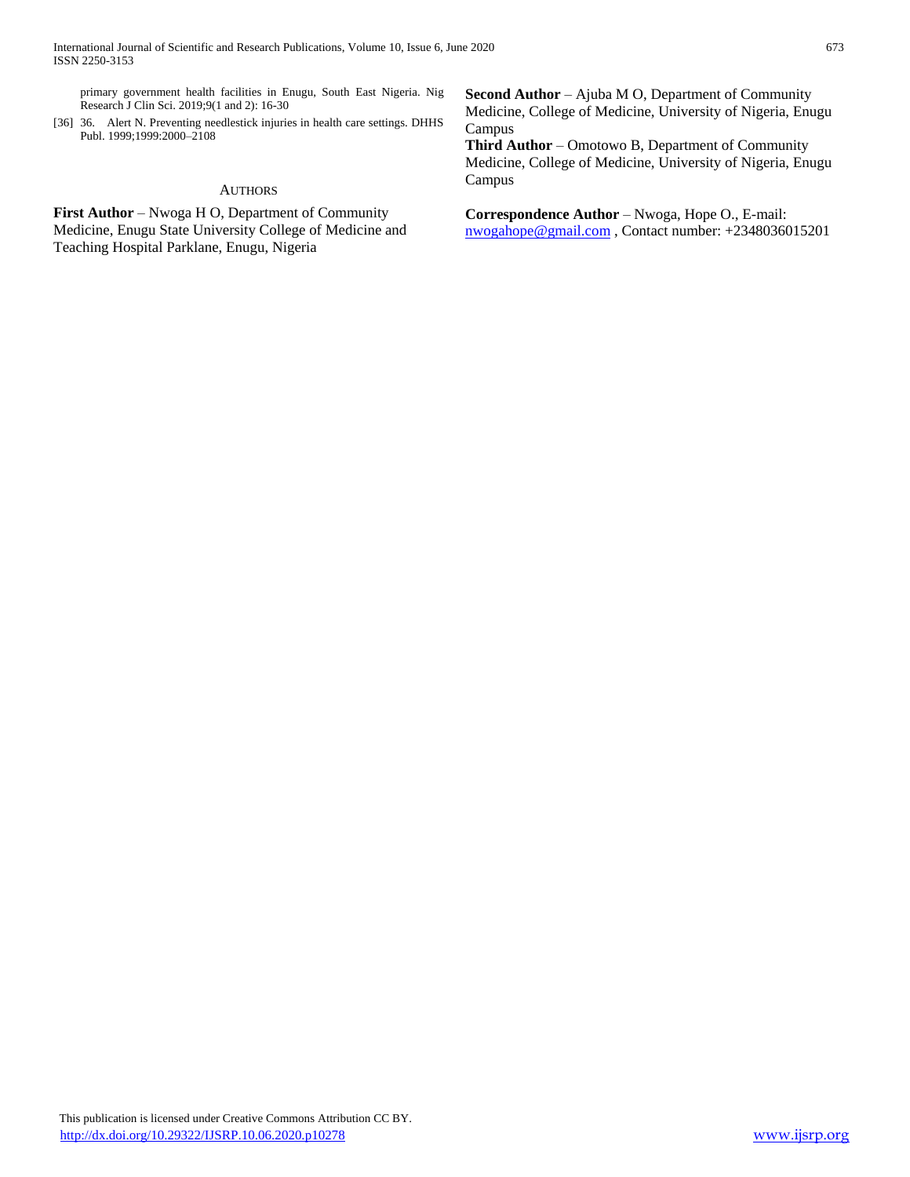primary government health facilities in Enugu, South East Nigeria. Nig Research J Clin Sci. 2019;9(1 and 2): 16-30

[36] 36. Alert N. Preventing needlestick injuries in health care settings. DHHS Publ. 1999;1999:2000–2108

## AUTHORS

**First Author** – Nwoga H O, Department of Community Medicine, Enugu State University College of Medicine and Teaching Hospital Parklane, Enugu, Nigeria

**Second Author** – Ajuba M O, Department of Community Medicine, College of Medicine, University of Nigeria, Enugu Campus

**Third Author** – Omotowo B, Department of Community Medicine, College of Medicine, University of Nigeria, Enugu Campus

**Correspondence Author** – Nwoga, Hope O., E-mail: nwogahope@gmail.com , Contact number: +2348036015201

This publication is licensed under Creative Commons Attribution CC BY.
http://dx.doi.org/10.29322/IJSRP.10.06.2020.p10278